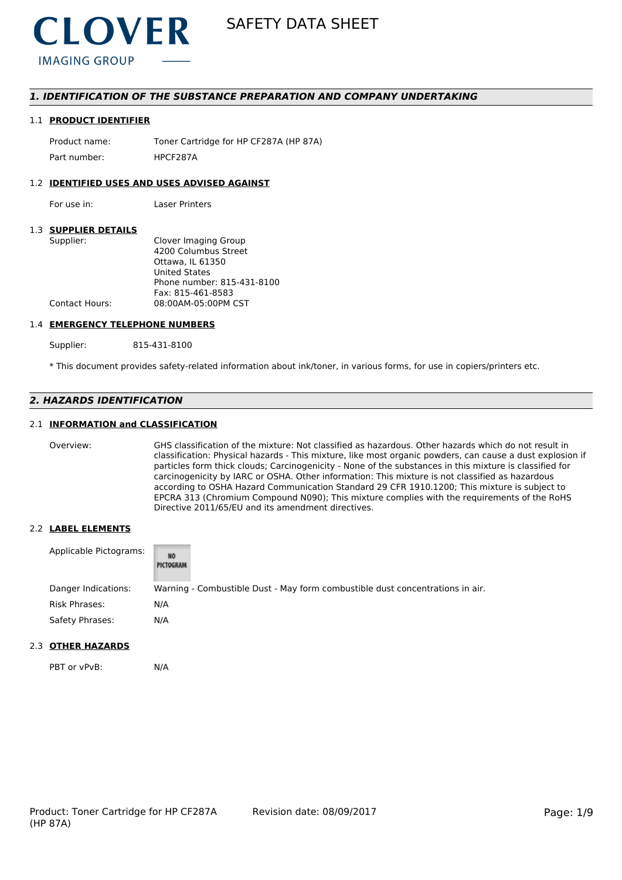CLOVER IMAGING GROUP

# SAFETY DATA SHEET

## 1. IDENTIFICATION OF THE SUBSTANCE PREPARATION AND COMPANY UNDERTAKING

### 1.1 PRODUCT IDENTIFIER

| | |
|---|---|
| Product name: | Toner Cartridge for HP CF287A (HP 87A) |
| Part number: | HPCF287A |

### 1.2 IDENTIFIED USES AND USES ADVISED AGAINST

| | |
|---|---|
| For use in: | Laser Printers |

### 1.3 SUPPLIER DETAILS

| | |
|---|---|
| Supplier: | Clover Imaging Group<br>4200 Columbus Street<br>Ottawa, IL 61350<br>United States<br>Phone number: 815-431-8100<br>Fax: 815-461-8583 |
| Contact Hours: | 08:00AM-05:00PM CST |

### 1.4 EMERGENCY TELEPHONE NUMBERS

| | |
|---|---|
| Supplier: | 815-431-8100 |

* This document provides safety-related information about ink/toner, in various forms, for use in copiers/printers etc.

## 2. HAZARDS IDENTIFICATION

### 2.1 INFORMATION and CLASSIFICATION

Overview: GHS classification of the mixture: Not classified as hazardous. Other hazards which do not result in classification: Physical hazards - This mixture, like most organic powders, can cause a dust explosion if particles form thick clouds; Carcinogenicity - None of the substances in this mixture is classified for carcinogenicity by IARC or OSHA. Other information: This mixture is not classified as hazardous according to OSHA Hazard Communication Standard 29 CFR 1910.1200; This mixture is subject to EPCRA 313 (Chromium Compound N090); This mixture complies with the requirements of the RoHS Directive 2011/65/EU and its amendment directives.

### 2.2 LABEL ELEMENTS

| | |
|---|---|
| Applicable Pictograms: | NO PICTOGRAM |
| Danger Indications: | Warning - Combustible Dust - May form combustible dust concentrations in air. |
| Risk Phrases: | N/A |
| Safety Phrases: | N/A |

### 2.3 OTHER HAZARDS

| | |
|---|---|
| PBT or vPvB: | N/A |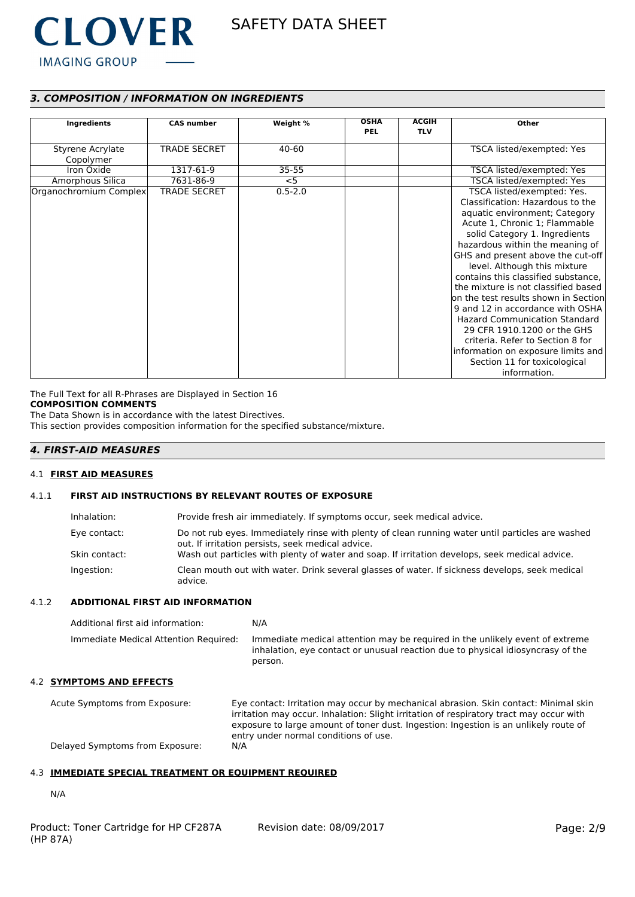## *3. COMPOSITION / INFORMATION ON INGREDIENTS*

| Ingredients | CAS number | Weight % | OSHA PEL | ACGIH TLV | Other |
|---|---|---|---|---|---|
| Styrene Acrylate Copolymer | TRADE SECRET | 40-60 | | | TSCA listed/exempted: Yes |
| Iron Oxide | 1317-61-9 | 35-55 | | | TSCA listed/exempted: Yes |
| Amorphous Silica | 7631-86-9 | <5 | | | TSCA listed/exempted: Yes |
| Organochromium Complex | TRADE SECRET | 0.5-2.0 | | | TSCA listed/exempted: Yes. Classification: Hazardous to the aquatic environment; Category Acute 1, Chronic 1; Flammable solid Category 1. Ingredients hazardous within the meaning of GHS and present above the cut-off level. Although this mixture contains this classified substance, the mixture is not classified based on the test results shown in Section 9 and 12 in accordance with OSHA Hazard Communication Standard 29 CFR 1910.1200 or the GHS criteria. Refer to Section 8 for information on exposure limits and Section 11 for toxicological information. |

The Full Text for all R-Phrases are Displayed in Section 16

**COMPOSITION COMMENTS**

The Data Shown is in accordance with the latest Directives.

This section provides composition information for the specified substance/mixture.

## *4. FIRST-AID MEASURES*

### 4.1 FIRST AID MEASURES

#### 4.1.1 FIRST AID INSTRUCTIONS BY RELEVANT ROUTES OF EXPOSURE

Inhalation: Provide fresh air immediately. If symptoms occur, seek medical advice.

Eye contact: Do not rub eyes. Immediately rinse with plenty of clean running water until particles are washed out. If irritation persists, seek medical advice.

Skin contact: Wash out particles with plenty of water and soap. If irritation develops, seek medical advice.

Ingestion: Clean mouth out with water. Drink several glasses of water. If sickness develops, seek medical advice.

#### 4.1.2 ADDITIONAL FIRST AID INFORMATION

Additional first aid information: N/A

Immediate Medical Attention Required: Immediate medical attention may be required in the unlikely event of extreme inhalation, eye contact or unusual reaction due to physical idiosyncrasy of the person.

### 4.2 SYMPTOMS AND EFFECTS

Acute Symptoms from Exposure: Eye contact: Irritation may occur by mechanical abrasion. Skin contact: Minimal skin irritation may occur. Inhalation: Slight irritation of respiratory tract may occur with exposure to large amount of toner dust. Ingestion: Ingestion is an unlikely route of entry under normal conditions of use.

Delayed Symptoms from Exposure: N/A

### 4.3 IMMEDIATE SPECIAL TREATMENT OR EQUIPMENT REQUIRED

N/A

Product: Toner Cartridge for HP CF287A (HP 87A) Revision date: 08/09/2017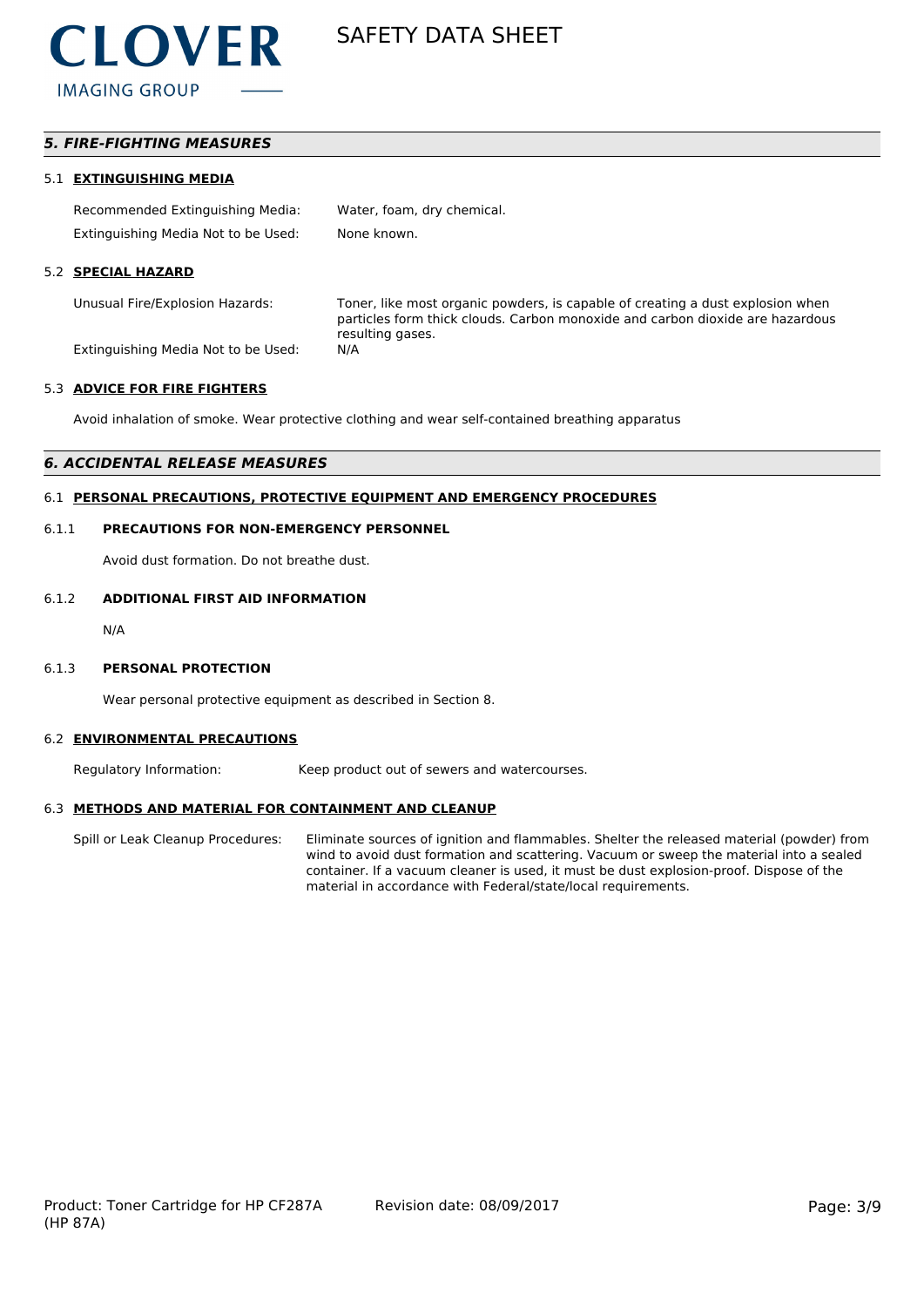## *5. FIRE-FIGHTING MEASURES*

### 5.1 EXTINGUISHING MEDIA

| | |
|---|---|
| Recommended Extinguishing Media: | Water, foam, dry chemical. |
| Extinguishing Media Not to be Used: | None known. |

### 5.2 SPECIAL HAZARD

| | |
|---|---|
| Unusual Fire/Explosion Hazards: | Toner, like most organic powders, is capable of creating a dust explosion when particles form thick clouds. Carbon monoxide and carbon dioxide are hazardous resulting gases. |
| Extinguishing Media Not to be Used: | N/A |

### 5.3 ADVICE FOR FIRE FIGHTERS

Avoid inhalation of smoke. Wear protective clothing and wear self-contained breathing apparatus

## *6. ACCIDENTAL RELEASE MEASURES*

### 6.1 PERSONAL PRECAUTIONS, PROTECTIVE EQUIPMENT AND EMERGENCY PROCEDURES

#### 6.1.1 PRECAUTIONS FOR NON-EMERGENCY PERSONNEL

Avoid dust formation. Do not breathe dust.

#### 6.1.2 ADDITIONAL FIRST AID INFORMATION

N/A

#### 6.1.3 PERSONAL PROTECTION

Wear personal protective equipment as described in Section 8.

### 6.2 ENVIRONMENTAL PRECAUTIONS

| | |
|---|---|
| Regulatory Information: | Keep product out of sewers and watercourses. |

### 6.3 METHODS AND MATERIAL FOR CONTAINMENT AND CLEANUP

| | |
|---|---|
| Spill or Leak Cleanup Procedures: | Eliminate sources of ignition and flammables. Shelter the released material (powder) from wind to avoid dust formation and scattering. Vacuum or sweep the material into a sealed container. If a vacuum cleaner is used, it must be dust explosion-proof. Dispose of the material in accordance with Federal/state/local requirements. |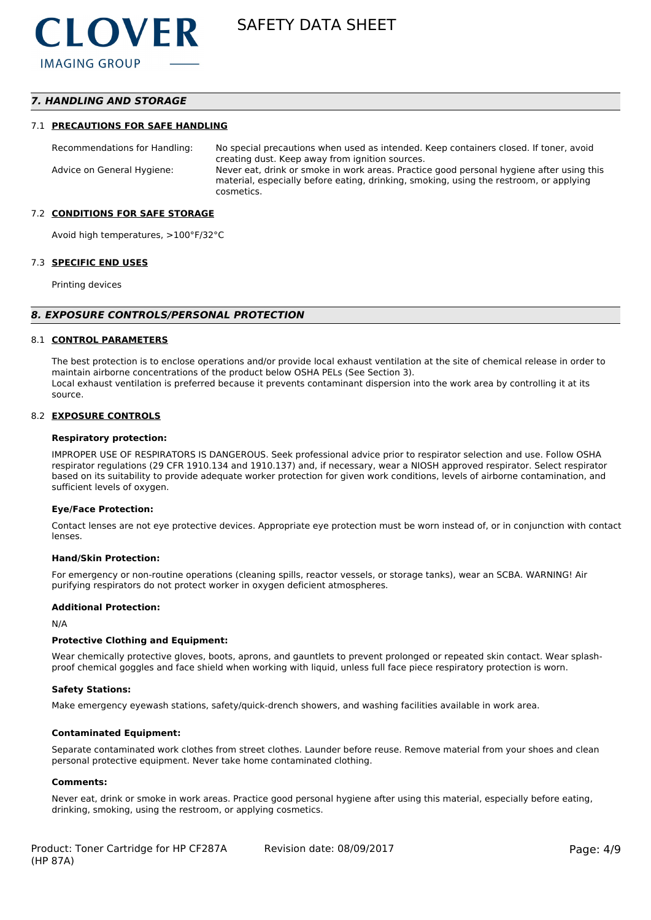## 7. HANDLING AND STORAGE

### 7.1 PRECAUTIONS FOR SAFE HANDLING

| | |
|---|---|
| Recommendations for Handling: | No special precautions when used as intended. Keep containers closed. If toner, avoid creating dust. Keep away from ignition sources. |
| Advice on General Hygiene: | Never eat, drink or smoke in work areas. Practice good personal hygiene after using this material, especially before eating, drinking, smoking, using the restroom, or applying cosmetics. |

### 7.2 CONDITIONS FOR SAFE STORAGE

Avoid high temperatures, >100°F/32°C

### 7.3 SPECIFIC END USES

Printing devices

## 8. EXPOSURE CONTROLS/PERSONAL PROTECTION

### 8.1 CONTROL PARAMETERS

The best protection is to enclose operations and/or provide local exhaust ventilation at the site of chemical release in order to maintain airborne concentrations of the product below OSHA PELs (See Section 3).
Local exhaust ventilation is preferred because it prevents contaminant dispersion into the work area by controlling it at its source.

### 8.2 EXPOSURE CONTROLS

**Respiratory protection:**

IMPROPER USE OF RESPIRATORS IS DANGEROUS. Seek professional advice prior to respirator selection and use. Follow OSHA respirator regulations (29 CFR 1910.134 and 1910.137) and, if necessary, wear a NIOSH approved respirator. Select respirator based on its suitability to provide adequate worker protection for given work conditions, levels of airborne contamination, and sufficient levels of oxygen.

**Eye/Face Protection:**

Contact lenses are not eye protective devices. Appropriate eye protection must be worn instead of, or in conjunction with contact lenses.

**Hand/Skin Protection:**

For emergency or non-routine operations (cleaning spills, reactor vessels, or storage tanks), wear an SCBA. WARNING! Air purifying respirators do not protect worker in oxygen deficient atmospheres.

**Additional Protection:**

N/A

**Protective Clothing and Equipment:**

Wear chemically protective gloves, boots, aprons, and gauntlets to prevent prolonged or repeated skin contact. Wear splash-proof chemical goggles and face shield when working with liquid, unless full face piece respiratory protection is worn.

**Safety Stations:**

Make emergency eyewash stations, safety/quick-drench showers, and washing facilities available in work area.

**Contaminated Equipment:**

Separate contaminated work clothes from street clothes. Launder before reuse. Remove material from your shoes and clean personal protective equipment. Never take home contaminated clothing.

**Comments:**

Never eat, drink or smoke in work areas. Practice good personal hygiene after using this material, especially before eating, drinking, smoking, using the restroom, or applying cosmetics.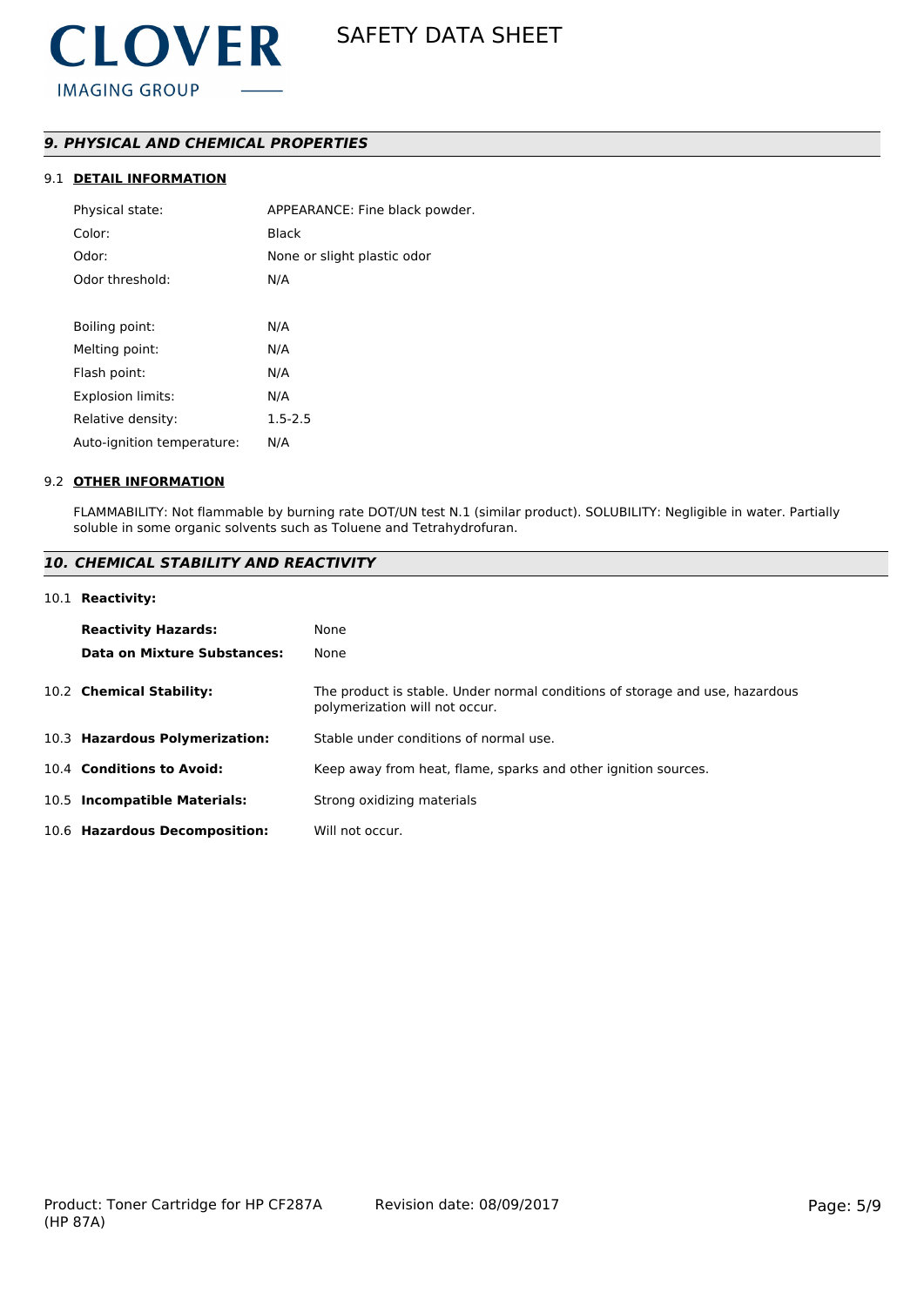## *9. PHYSICAL AND CHEMICAL PROPERTIES*

### 9.1 DETAIL INFORMATION

| | |
|---|---|
| Physical state: | APPEARANCE: Fine black powder. |
| Color: | Black |
| Odor: | None or slight plastic odor |
| Odor threshold: | N/A |
| | |
| Boiling point: | N/A |
| Melting point: | N/A |
| Flash point: | N/A |
| Explosion limits: | N/A |
| Relative density: | 1.5-2.5 |
| Auto-ignition temperature: | N/A |

### 9.2 OTHER INFORMATION

FLAMMABILITY: Not flammable by burning rate DOT/UN test N.1 (similar product). SOLUBILITY: Negligible in water. Partially soluble in some organic solvents such as Toluene and Tetrahydrofuran.

## *10. CHEMICAL STABILITY AND REACTIVITY*

**10.1 Reactivity:**

| | |
|---|---|
| **Reactivity Hazards:** | None |
| **Data on Mixture Substances:** | None |

| | |
|---|---|
| 10.2 **Chemical Stability:** | The product is stable. Under normal conditions of storage and use, hazardous polymerization will not occur. |
| 10.3 **Hazardous Polymerization:** | Stable under conditions of normal use. |
| 10.4 **Conditions to Avoid:** | Keep away from heat, flame, sparks and other ignition sources. |
| 10.5 **Incompatible Materials:** | Strong oxidizing materials |
| 10.6 **Hazardous Decomposition:** | Will not occur. |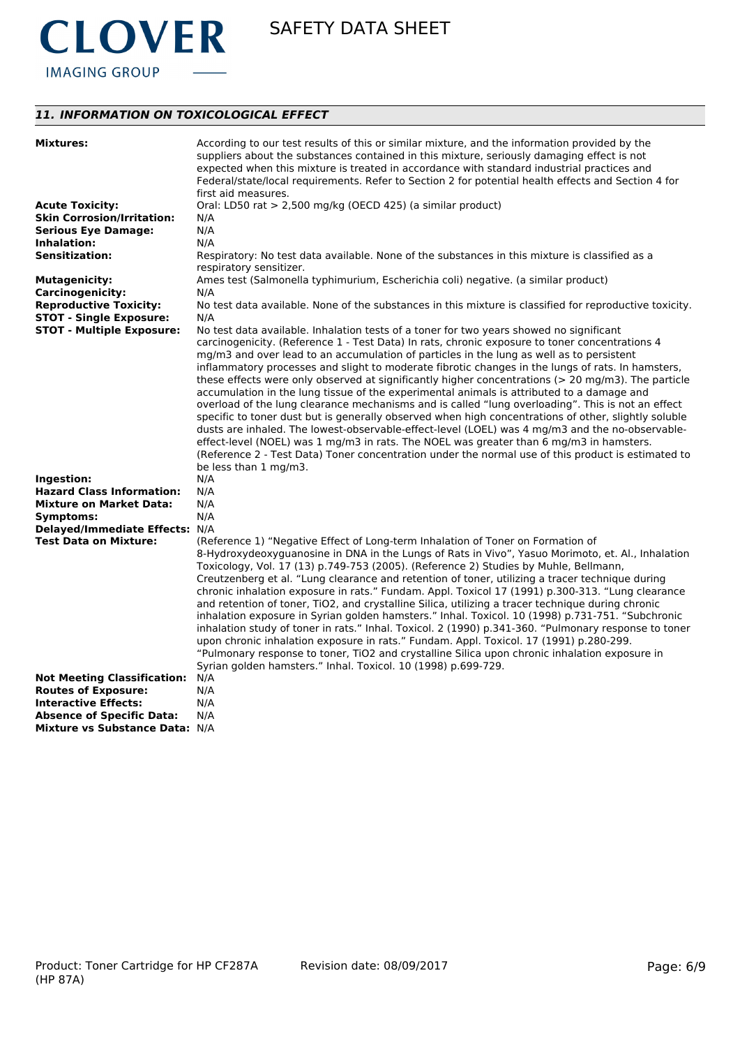## *11. INFORMATION ON TOXICOLOGICAL EFFECT*

| | |
|---|---|
| **Mixtures:** | According to our test results of this or similar mixture, and the information provided by the suppliers about the substances contained in this mixture, seriously damaging effect is not expected when this mixture is treated in accordance with standard industrial practices and Federal/state/local requirements. Refer to Section 2 for potential health effects and Section 4 for first aid measures. |
| **Acute Toxicity:** | Oral: LD50 rat > 2,500 mg/kg (OECD 425) (a similar product) |
| **Skin Corrosion/Irritation:** | N/A |
| **Serious Eye Damage:** | N/A |
| **Inhalation:** | N/A |
| **Sensitization:** | Respiratory: No test data available. None of the substances in this mixture is classified as a respiratory sensitizer. |
| **Mutagenicity:** | Ames test (Salmonella typhimurium, Escherichia coli) negative. (a similar product) |
| **Carcinogenicity:** | N/A |
| **Reproductive Toxicity:** | No test data available. None of the substances in this mixture is classified for reproductive toxicity. |
| **STOT - Single Exposure:** | N/A |
| **STOT - Multiple Exposure:** | No test data available. Inhalation tests of a toner for two years showed no significant carcinogenicity. (Reference 1 - Test Data) In rats, chronic exposure to toner concentrations 4 mg/m3 and over lead to an accumulation of particles in the lung as well as to persistent inflammatory processes and slight to moderate fibrotic changes in the lungs of rats. In hamsters, these effects were only observed at significantly higher concentrations (> 20 mg/m3). The particle accumulation in the lung tissue of the experimental animals is attributed to a damage and overload of the lung clearance mechanisms and is called "lung overloading". This is not an effect specific to toner dust but is generally observed when high concentrations of other, slightly soluble dusts are inhaled. The lowest-observable-effect-level (LOEL) was 4 mg/m3 and the no-observable-effect-level (NOEL) was 1 mg/m3 in rats. The NOEL was greater than 6 mg/m3 in hamsters. (Reference 2 - Test Data) Toner concentration under the normal use of this product is estimated to be less than 1 mg/m3. |
| **Ingestion:** | N/A |
| **Hazard Class Information:** | N/A |
| **Mixture on Market Data:** | N/A |
| **Symptoms:** | N/A |
| **Delayed/Immediate Effects:** | N/A |
| **Test Data on Mixture:** | (Reference 1) "Negative Effect of Long-term Inhalation of Toner on Formation of 8-Hydroxydeoxyguanosine in DNA in the Lungs of Rats in Vivo", Yasuo Morimoto, et. Al., Inhalation Toxicology, Vol. 17 (13) p.749-753 (2005). (Reference 2) Studies by Muhle, Bellmann, Creutzenberg et al. "Lung clearance and retention of toner, utilizing a tracer technique during chronic inhalation exposure in rats." Fundam. Appl. Toxicol 17 (1991) p.300-313. "Lung clearance and retention of toner, TiO2, and crystalline Silica, utilizing a tracer technique during chronic inhalation exposure in Syrian golden hamsters." Inhal. Toxicol. 10 (1998) p.731-751. "Subchronic inhalation study of toner in rats." Inhal. Toxicol. 2 (1990) p.341-360. "Pulmonary response to toner upon chronic inhalation exposure in rats." Fundam. Appl. Toxicol. 17 (1991) p.280-299. "Pulmonary response to toner, TiO2 and crystalline Silica upon chronic inhalation exposure in Syrian golden hamsters." Inhal. Toxicol. 10 (1998) p.699-729. |
| **Not Meeting Classification:** | N/A |
| **Routes of Exposure:** | N/A |
| **Interactive Effects:** | N/A |
| **Absence of Specific Data:** | N/A |
| **Mixture vs Substance Data:** | N/A |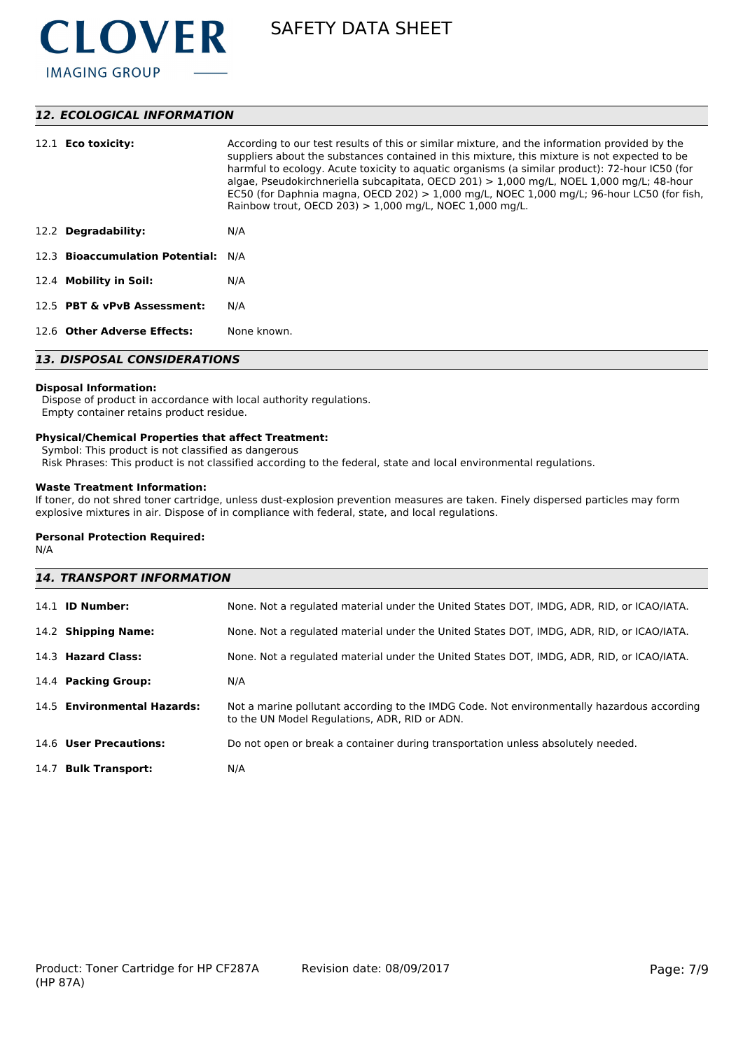## 12. ECOLOGICAL INFORMATION

| | |
|---|---|
| 12.1 **Eco toxicity:** | According to our test results of this or similar mixture, and the information provided by the suppliers about the substances contained in this mixture, this mixture is not expected to be harmful to ecology. Acute toxicity to aquatic organisms (a similar product): 72-hour IC50 (for algae, Pseudokirchneriella subcapitata, OECD 201) > 1,000 mg/L, NOEL 1,000 mg/L; 48-hour EC50 (for Daphnia magna, OECD 202) > 1,000 mg/L, NOEC 1,000 mg/L; 96-hour LC50 (for fish, Rainbow trout, OECD 203) > 1,000 mg/L, NOEC 1,000 mg/L. |
| 12.2 **Degradability:** | N/A |
| 12.3 **Bioaccumulation Potential:** | N/A |
| 12.4 **Mobility in Soil:** | N/A |
| 12.5 **PBT & vPvB Assessment:** | N/A |
| 12.6 **Other Adverse Effects:** | None known. |

## 13. DISPOSAL CONSIDERATIONS

**Disposal Information:**
Dispose of product in accordance with local authority regulations.
Empty container retains product residue.

**Physical/Chemical Properties that affect Treatment:**
Symbol: This product is not classified as dangerous
Risk Phrases: This product is not classified according to the federal, state and local environmental regulations.

**Waste Treatment Information:**
If toner, do not shred toner cartridge, unless dust-explosion prevention measures are taken. Finely dispersed particles may form explosive mixtures in air. Dispose of in compliance with federal, state, and local regulations.

**Personal Protection Required:**
N/A

## 14. TRANSPORT INFORMATION

| | |
|---|---|
| 14.1 **ID Number:** | None. Not a regulated material under the United States DOT, IMDG, ADR, RID, or ICAO/IATA. |
| 14.2 **Shipping Name:** | None. Not a regulated material under the United States DOT, IMDG, ADR, RID, or ICAO/IATA. |
| 14.3 **Hazard Class:** | None. Not a regulated material under the United States DOT, IMDG, ADR, RID, or ICAO/IATA. |
| 14.4 **Packing Group:** | N/A |
| 14.5 **Environmental Hazards:** | Not a marine pollutant according to the IMDG Code. Not environmentally hazardous according to the UN Model Regulations, ADR, RID or ADN. |
| 14.6 **User Precautions:** | Do not open or break a container during transportation unless absolutely needed. |
| 14.7 **Bulk Transport:** | N/A |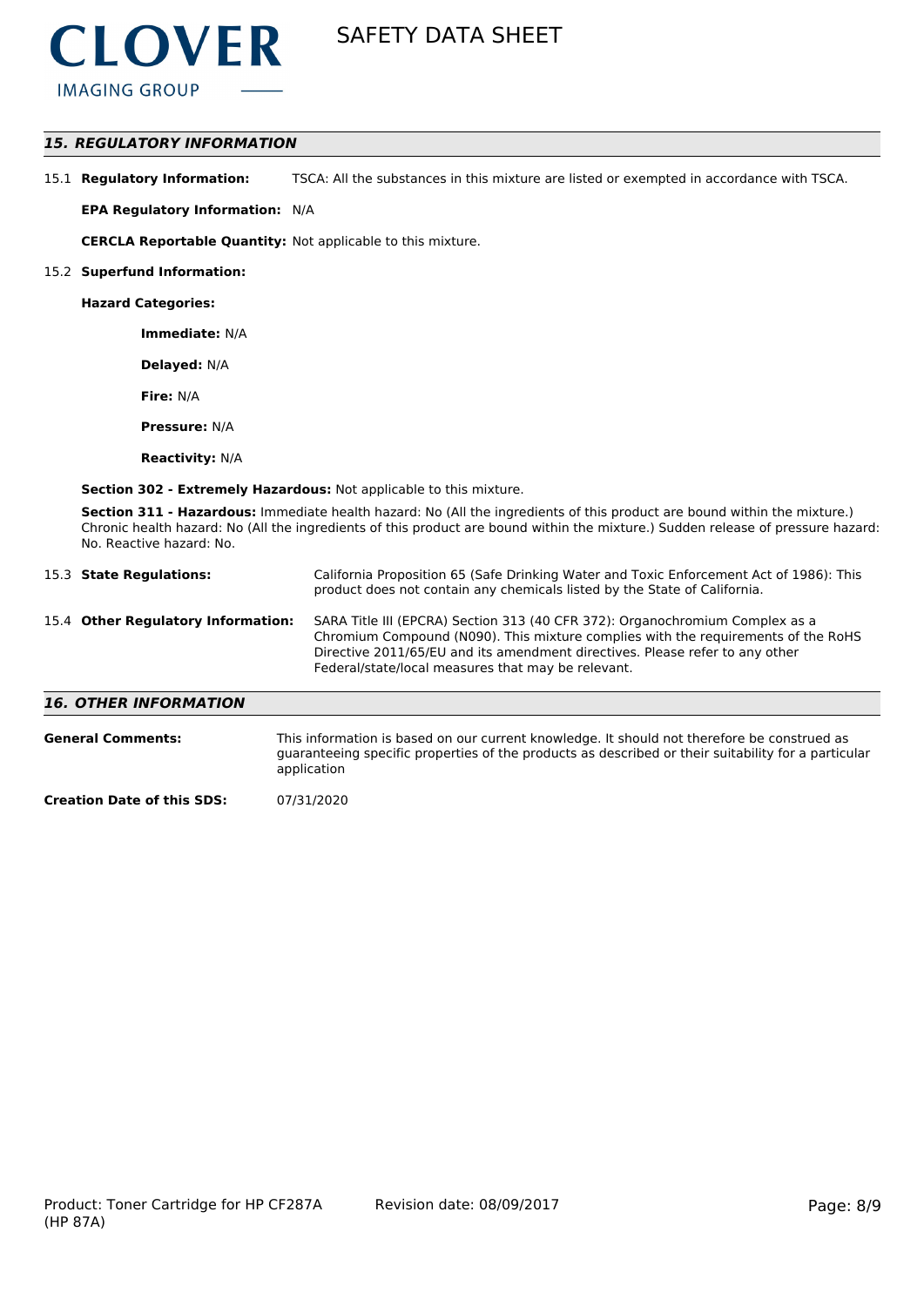## *15. REGULATORY INFORMATION*

15.1 **Regulatory Information:** TSCA: All the substances in this mixture are listed or exempted in accordance with TSCA.

**EPA Regulatory Information:** N/A

**CERCLA Reportable Quantity:** Not applicable to this mixture.

15.2 **Superfund Information:**

**Hazard Categories:**

**Immediate:** N/A

**Delayed:** N/A

**Fire:** N/A

**Pressure:** N/A

**Reactivity:** N/A

**Section 302 - Extremely Hazardous:** Not applicable to this mixture.

**Section 311 - Hazardous:** Immediate health hazard: No (All the ingredients of this product are bound within the mixture.) Chronic health hazard: No (All the ingredients of this product are bound within the mixture.) Sudden release of pressure hazard: No. Reactive hazard: No.

15.3 **State Regulations:** California Proposition 65 (Safe Drinking Water and Toxic Enforcement Act of 1986): This product does not contain any chemicals listed by the State of California.

15.4 **Other Regulatory Information:** SARA Title III (EPCRA) Section 313 (40 CFR 372): Organochromium Complex as a Chromium Compound (N090). This mixture complies with the requirements of the RoHS Directive 2011/65/EU and its amendment directives. Please refer to any other Federal/state/local measures that may be relevant.

## *16. OTHER INFORMATION*

**General Comments:** This information is based on our current knowledge. It should not therefore be construed as guaranteeing specific properties of the products as described or their suitability for a particular application

**Creation Date of this SDS:** 07/31/2020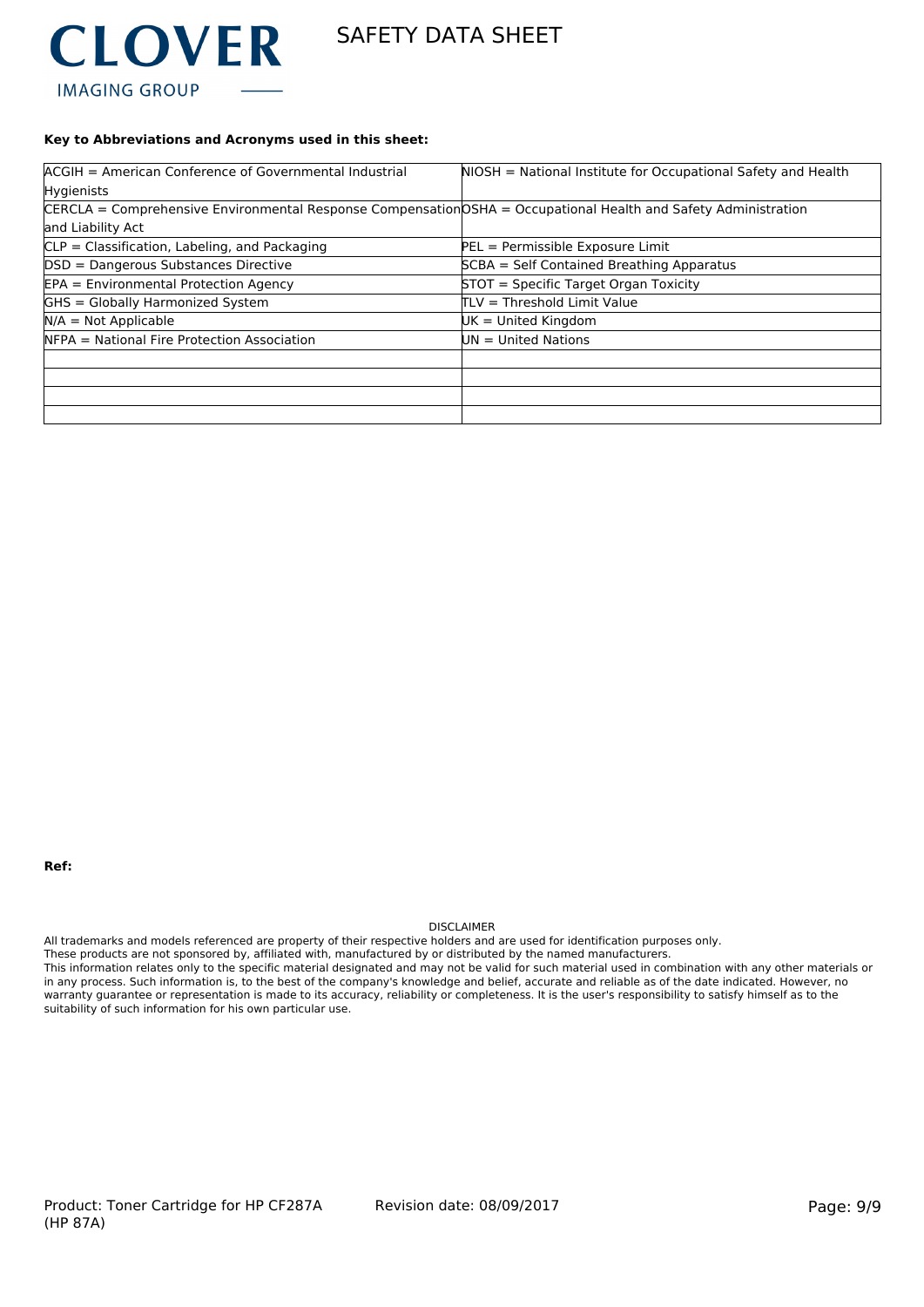**Key to Abbreviations and Acronyms used in this sheet:**

| | |
|---|---|
| ACGIH = American Conference of Governmental Industrial Hygienists | NIOSH = National Institute for Occupational Safety and Health |
| CERCLA = Comprehensive Environmental Response Compensation and Liability Act | OSHA = Occupational Health and Safety Administration |
| CLP = Classification, Labeling, and Packaging | PEL = Permissible Exposure Limit |
| DSD = Dangerous Substances Directive | SCBA = Self Contained Breathing Apparatus |
| EPA = Environmental Protection Agency | STOT = Specific Target Organ Toxicity |
| GHS = Globally Harmonized System | TLV = Threshold Limit Value |
| N/A = Not Applicable | UK = United Kingdom |
| NFPA = National Fire Protection Association | UN = United Nations |
| | |
| | |
| | |
| | |

**Ref:**

DISCLAIMER

All trademarks and models referenced are property of their respective holders and are used for identification purposes only.
These products are not sponsored by, affiliated with, manufactured by or distributed by the named manufacturers.
This information relates only to the specific material designated and may not be valid for such material used in combination with any other materials or in any process. Such information is, to the best of the company's knowledge and belief, accurate and reliable as of the date indicated. However, no warranty guarantee or representation is made to its accuracy, reliability or completeness. It is the user's responsibility to satisfy himself as to the suitability of such information for his own particular use.